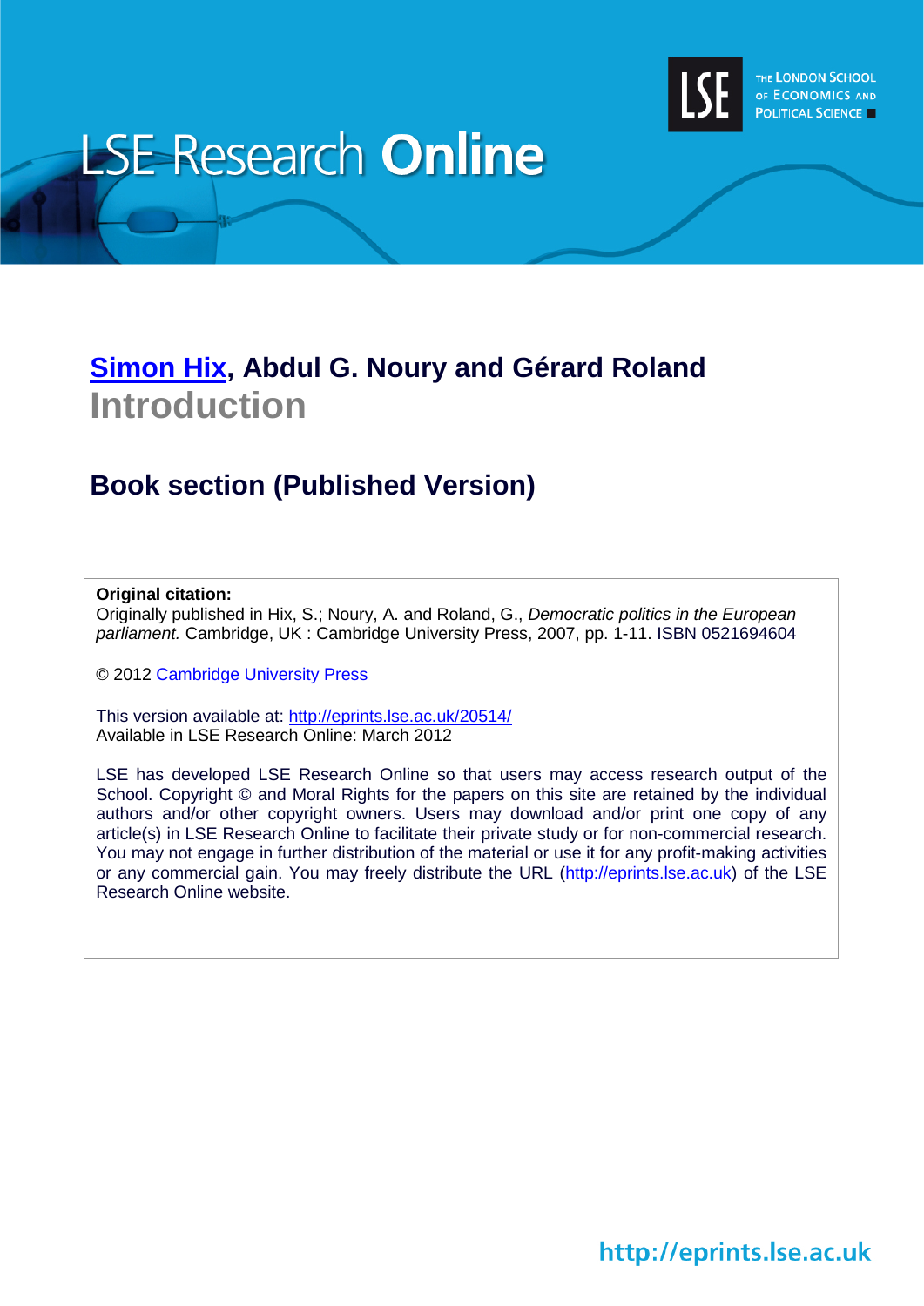# LSE Research Online

THE LONDON SCHOOL OF ECONOMICS AND POLITICAL SCIENCE

## Simon Hix, Abdul G. Noury and Gérard Roland

## Introduction

### Book section (Published Version)

**Original citation:**
Originally published in Hix, S.; Noury, A. and Roland, G., *Democratic politics in the European parliament.* Cambridge, UK : Cambridge University Press, 2007, pp. 1-11. ISBN 0521694604

© 2012 Cambridge University Press

This version available at: http://eprints.lse.ac.uk/20514/
Available in LSE Research Online: March 2012

LSE has developed LSE Research Online so that users may access research output of the School. Copyright © and Moral Rights for the papers on this site are retained by the individual authors and/or other copyright owners. Users may download and/or print one copy of any article(s) in LSE Research Online to facilitate their private study or for non-commercial research. You may not engage in further distribution of the material or use it for any profit-making activities or any commercial gain. You may freely distribute the URL (http://eprints.lse.ac.uk) of the LSE Research Online website.

http://eprints.lse.ac.uk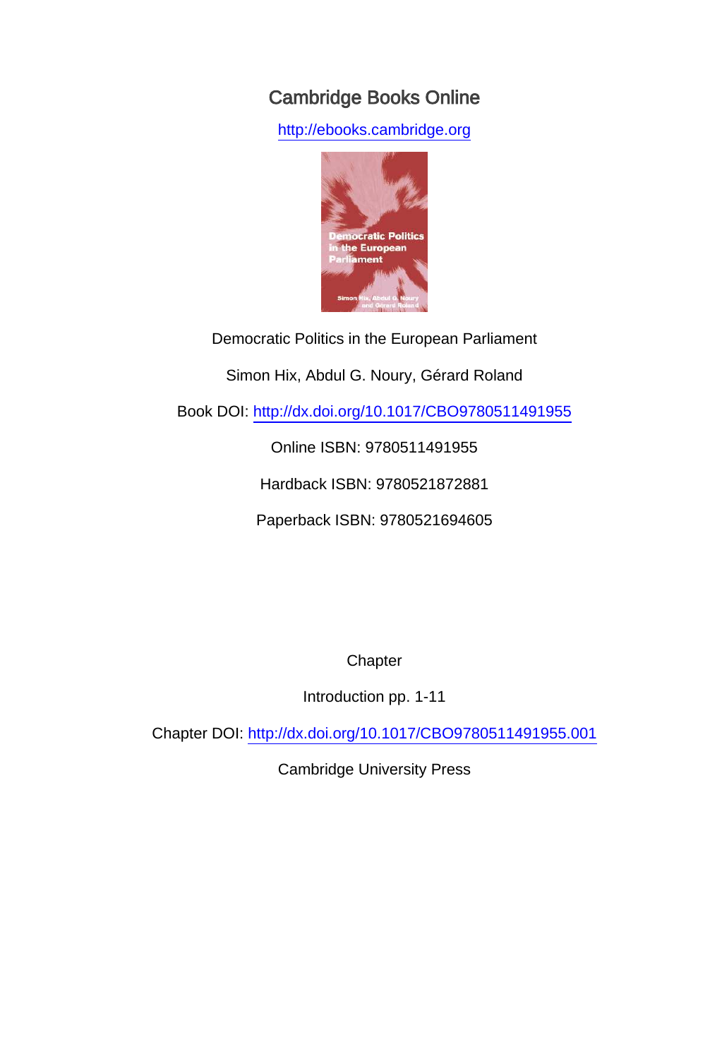Cambridge Books Online

http://ebooks.cambridge.org

Democratic Politics in the European Parliament

Simon Hix, Abdul G. Noury, Gérard Roland

Book DOI: http://dx.doi.org/10.1017/CBO9780511491955

Online ISBN: 9780511491955

Hardback ISBN: 9780521872881

Paperback ISBN: 9780521694605

Chapter

Introduction pp. 1-11

Chapter DOI: http://dx.doi.org/10.1017/CBO9780511491955.001

Cambridge University Press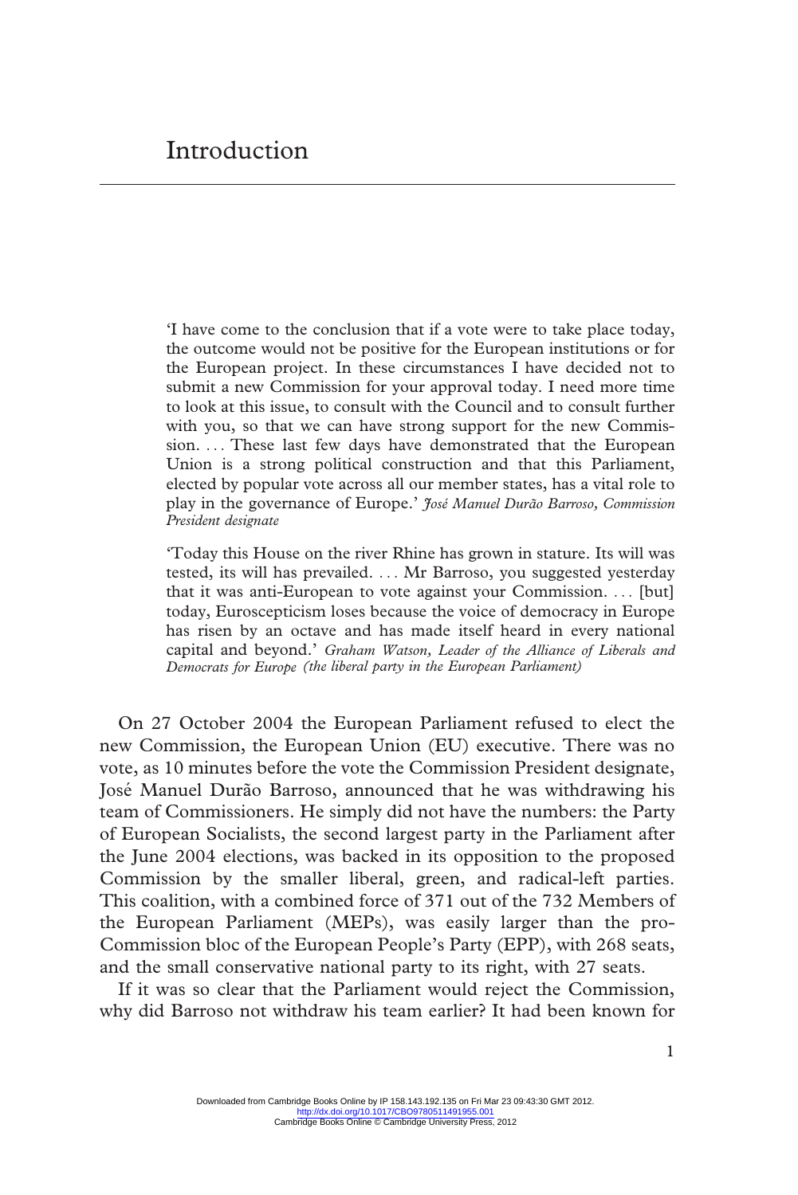# Introduction

> 'I have come to the conclusion that if a vote were to take place today, the outcome would not be positive for the European institutions or for the European project. In these circumstances I have decided not to submit a new Commission for your approval today. I need more time to look at this issue, to consult with the Council and to consult further with you, so that we can have strong support for the new Commission. ... These last few days have demonstrated that the European Union is a strong political construction and that this Parliament, elected by popular vote across all our member states, has a vital role to play in the governance of Europe.' *José Manuel Durão Barroso, Commission President designate*

> 'Today this House on the river Rhine has grown in stature. Its will was tested, its will has prevailed. ... Mr Barroso, you suggested yesterday that it was anti-European to vote against your Commission. ... [but] today, Euroscepticism loses because the voice of democracy in Europe has risen by an octave and has made itself heard in every national capital and beyond.' *Graham Watson, Leader of the Alliance of Liberals and Democrats for Europe (the liberal party in the European Parliament)*

On 27 October 2004 the European Parliament refused to elect the new Commission, the European Union (EU) executive. There was no vote, as 10 minutes before the vote the Commission President designate, José Manuel Durão Barroso, announced that he was withdrawing his team of Commissioners. He simply did not have the numbers: the Party of European Socialists, the second largest party in the Parliament after the June 2004 elections, was backed in its opposition to the proposed Commission by the smaller liberal, green, and radical-left parties. This coalition, with a combined force of 371 out of the 732 Members of the European Parliament (MEPs), was easily larger than the pro-Commission bloc of the European People's Party (EPP), with 268 seats, and the small conservative national party to its right, with 27 seats.

If it was so clear that the Parliament would reject the Commission, why did Barroso not withdraw his team earlier? It had been known for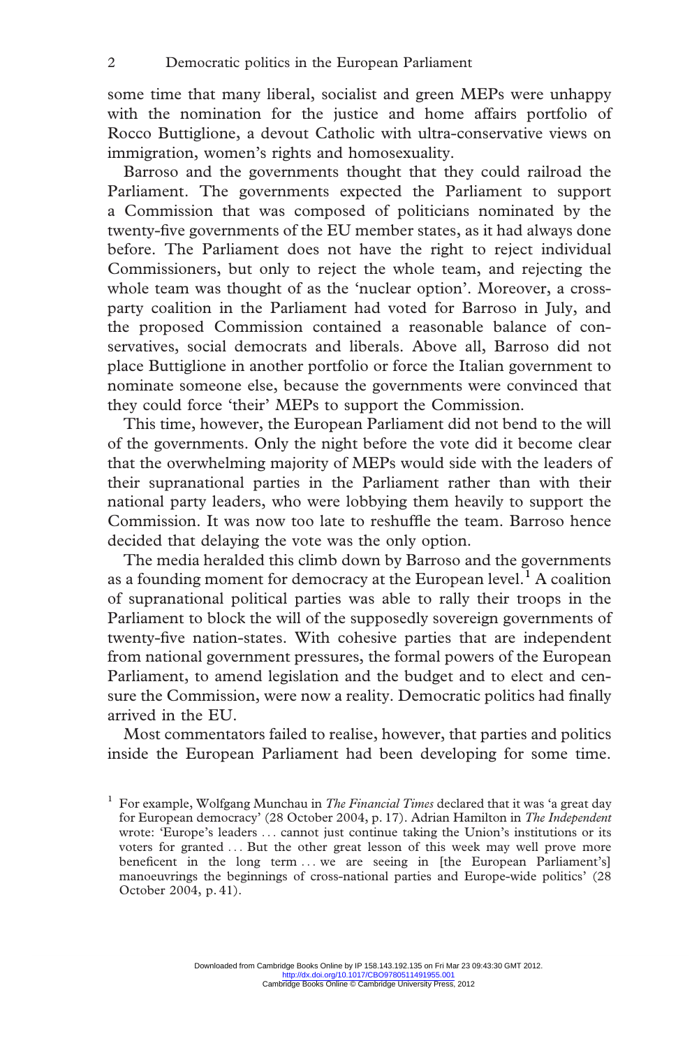some time that many liberal, socialist and green MEPs were unhappy with the nomination for the justice and home affairs portfolio of Rocco Buttiglione, a devout Catholic with ultra-conservative views on immigration, women's rights and homosexuality.

Barroso and the governments thought that they could railroad the Parliament. The governments expected the Parliament to support a Commission that was composed of politicians nominated by the twenty-five governments of the EU member states, as it had always done before. The Parliament does not have the right to reject individual Commissioners, but only to reject the whole team, and rejecting the whole team was thought of as the 'nuclear option'. Moreover, a cross-party coalition in the Parliament had voted for Barroso in July, and the proposed Commission contained a reasonable balance of conservatives, social democrats and liberals. Above all, Barroso did not place Buttiglione in another portfolio or force the Italian government to nominate someone else, because the governments were convinced that they could force 'their' MEPs to support the Commission.

This time, however, the European Parliament did not bend to the will of the governments. Only the night before the vote did it become clear that the overwhelming majority of MEPs would side with the leaders of their supranational parties in the Parliament rather than with their national party leaders, who were lobbying them heavily to support the Commission. It was now too late to reshuffle the team. Barroso hence decided that delaying the vote was the only option.

The media heralded this climb down by Barroso and the governments as a founding moment for democracy at the European level.[1] A coalition of supranational political parties was able to rally their troops in the Parliament to block the will of the supposedly sovereign governments of twenty-five nation-states. With cohesive parties that are independent from national government pressures, the formal powers of the European Parliament, to amend legislation and the budget and to elect and censure the Commission, were now a reality. Democratic politics had finally arrived in the EU.

Most commentators failed to realise, however, that parties and politics inside the European Parliament had been developing for some time.

[1] For example, Wolfgang Munchau in *The Financial Times* declared that it was 'a great day for European democracy' (28 October 2004, p. 17). Adrian Hamilton in *The Independent* wrote: 'Europe's leaders ... cannot just continue taking the Union's institutions or its voters for granted ... But the other great lesson of this week may well prove more beneficent in the long term ... we are seeing in [the European Parliament's] manoeuvrings the beginnings of cross-national parties and Europe-wide politics' (28 October 2004, p. 41).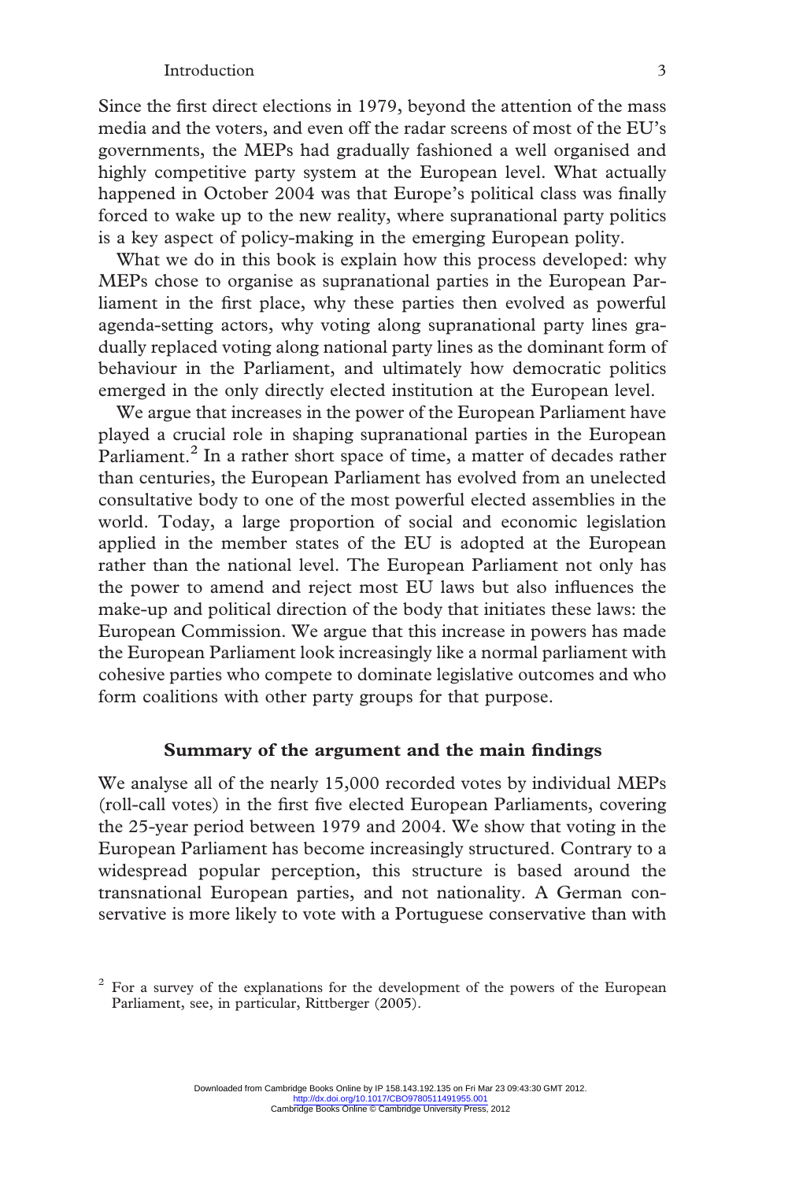Since the first direct elections in 1979, beyond the attention of the mass media and the voters, and even off the radar screens of most of the EU's governments, the MEPs had gradually fashioned a well organised and highly competitive party system at the European level. What actually happened in October 2004 was that Europe's political class was finally forced to wake up to the new reality, where supranational party politics is a key aspect of policy-making in the emerging European polity.

What we do in this book is explain how this process developed: why MEPs chose to organise as supranational parties in the European Parliament in the first place, why these parties then evolved as powerful agenda-setting actors, why voting along supranational party lines gradually replaced voting along national party lines as the dominant form of behaviour in the Parliament, and ultimately how democratic politics emerged in the only directly elected institution at the European level.

We argue that increases in the power of the European Parliament have played a crucial role in shaping supranational parties in the European Parliament.[2] In a rather short space of time, a matter of decades rather than centuries, the European Parliament has evolved from an unelected consultative body to one of the most powerful elected assemblies in the world. Today, a large proportion of social and economic legislation applied in the member states of the EU is adopted at the European rather than the national level. The European Parliament not only has the power to amend and reject most EU laws but also influences the make-up and political direction of the body that initiates these laws: the European Commission. We argue that this increase in powers has made the European Parliament look increasingly like a normal parliament with cohesive parties who compete to dominate legislative outcomes and who form coalitions with other party groups for that purpose.

## Summary of the argument and the main findings

We analyse all of the nearly 15,000 recorded votes by individual MEPs (roll-call votes) in the first five elected European Parliaments, covering the 25-year period between 1979 and 2004. We show that voting in the European Parliament has become increasingly structured. Contrary to a widespread popular perception, this structure is based around the transnational European parties, and not nationality. A German conservative is more likely to vote with a Portuguese conservative than with

[2] For a survey of the explanations for the development of the powers of the European Parliament, see, in particular, Rittberger (2005).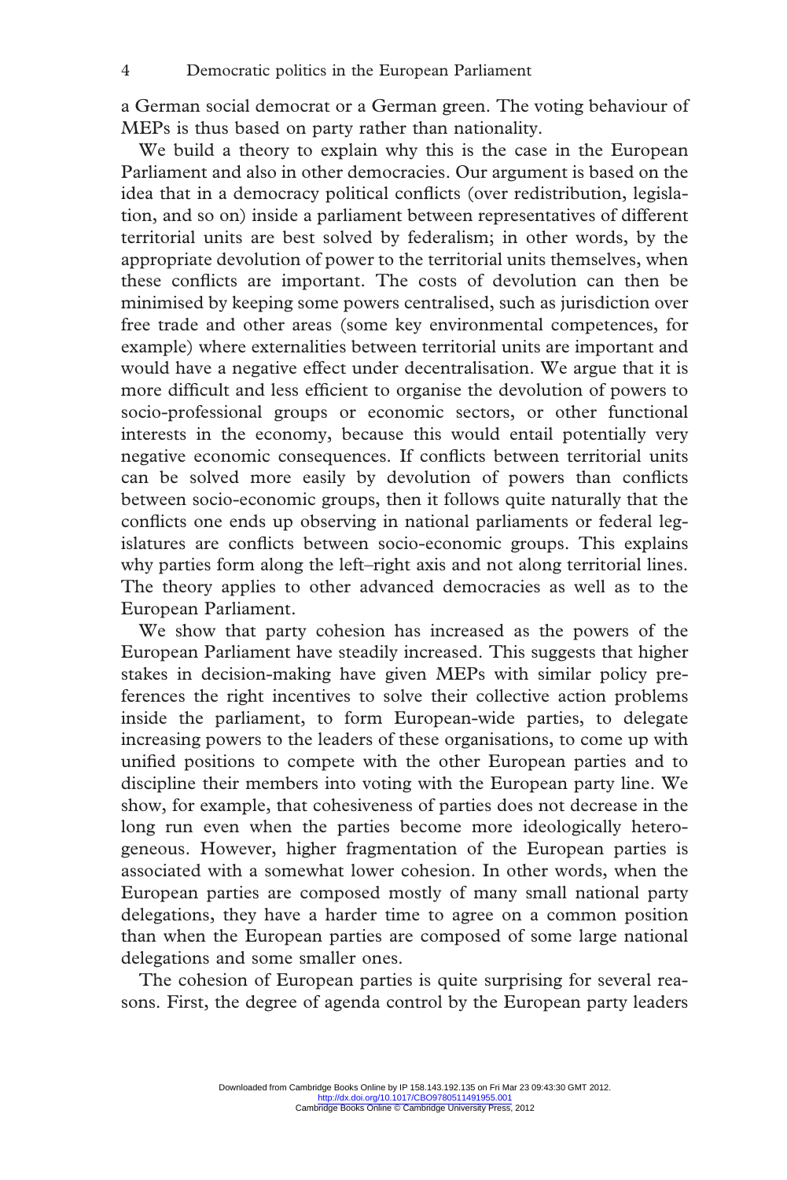a German social democrat or a German green. The voting behaviour of MEPs is thus based on party rather than nationality.

We build a theory to explain why this is the case in the European Parliament and also in other democracies. Our argument is based on the idea that in a democracy political conflicts (over redistribution, legislation, and so on) inside a parliament between representatives of different territorial units are best solved by federalism; in other words, by the appropriate devolution of power to the territorial units themselves, when these conflicts are important. The costs of devolution can then be minimised by keeping some powers centralised, such as jurisdiction over free trade and other areas (some key environmental competences, for example) where externalities between territorial units are important and would have a negative effect under decentralisation. We argue that it is more difficult and less efficient to organise the devolution of powers to socio-professional groups or economic sectors, or other functional interests in the economy, because this would entail potentially very negative economic consequences. If conflicts between territorial units can be solved more easily by devolution of powers than conflicts between socio-economic groups, then it follows quite naturally that the conflicts one ends up observing in national parliaments or federal legislatures are conflicts between socio-economic groups. This explains why parties form along the left–right axis and not along territorial lines. The theory applies to other advanced democracies as well as to the European Parliament.

We show that party cohesion has increased as the powers of the European Parliament have steadily increased. This suggests that higher stakes in decision-making have given MEPs with similar policy preferences the right incentives to solve their collective action problems inside the parliament, to form European-wide parties, to delegate increasing powers to the leaders of these organisations, to come up with unified positions to compete with the other European parties and to discipline their members into voting with the European party line. We show, for example, that cohesiveness of parties does not decrease in the long run even when the parties become more ideologically heterogeneous. However, higher fragmentation of the European parties is associated with a somewhat lower cohesion. In other words, when the European parties are composed mostly of many small national party delegations, they have a harder time to agree on a common position than when the European parties are composed of some large national delegations and some smaller ones.

The cohesion of European parties is quite surprising for several reasons. First, the degree of agenda control by the European party leaders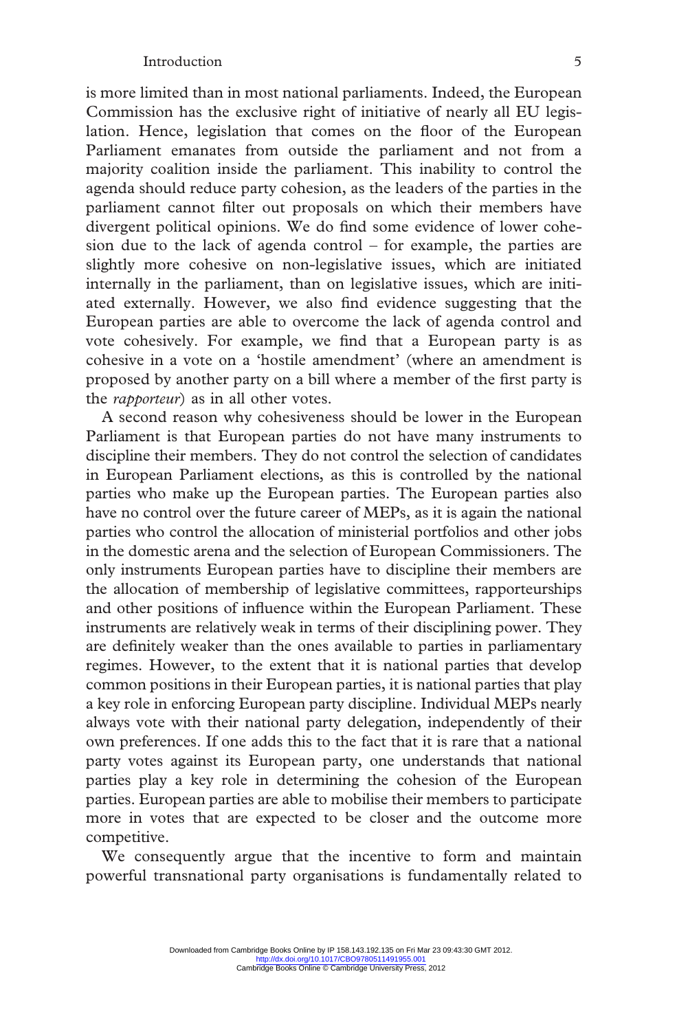is more limited than in most national parliaments. Indeed, the European Commission has the exclusive right of initiative of nearly all EU legislation. Hence, legislation that comes on the floor of the European Parliament emanates from outside the parliament and not from a majority coalition inside the parliament. This inability to control the agenda should reduce party cohesion, as the leaders of the parties in the parliament cannot filter out proposals on which their members have divergent political opinions. We do find some evidence of lower cohesion due to the lack of agenda control – for example, the parties are slightly more cohesive on non-legislative issues, which are initiated internally in the parliament, than on legislative issues, which are initiated externally. However, we also find evidence suggesting that the European parties are able to overcome the lack of agenda control and vote cohesively. For example, we find that a European party is as cohesive in a vote on a 'hostile amendment' (where an amendment is proposed by another party on a bill where a member of the first party is the *rapporteur*) as in all other votes.

A second reason why cohesiveness should be lower in the European Parliament is that European parties do not have many instruments to discipline their members. They do not control the selection of candidates in European Parliament elections, as this is controlled by the national parties who make up the European parties. The European parties also have no control over the future career of MEPs, as it is again the national parties who control the allocation of ministerial portfolios and other jobs in the domestic arena and the selection of European Commissioners. The only instruments European parties have to discipline their members are the allocation of membership of legislative committees, rapporteurships and other positions of influence within the European Parliament. These instruments are relatively weak in terms of their disciplining power. They are definitely weaker than the ones available to parties in parliamentary regimes. However, to the extent that it is national parties that develop common positions in their European parties, it is national parties that play a key role in enforcing European party discipline. Individual MEPs nearly always vote with their national party delegation, independently of their own preferences. If one adds this to the fact that it is rare that a national party votes against its European party, one understands that national parties play a key role in determining the cohesion of the European parties. European parties are able to mobilise their members to participate more in votes that are expected to be closer and the outcome more competitive.

We consequently argue that the incentive to form and maintain powerful transnational party organisations is fundamentally related to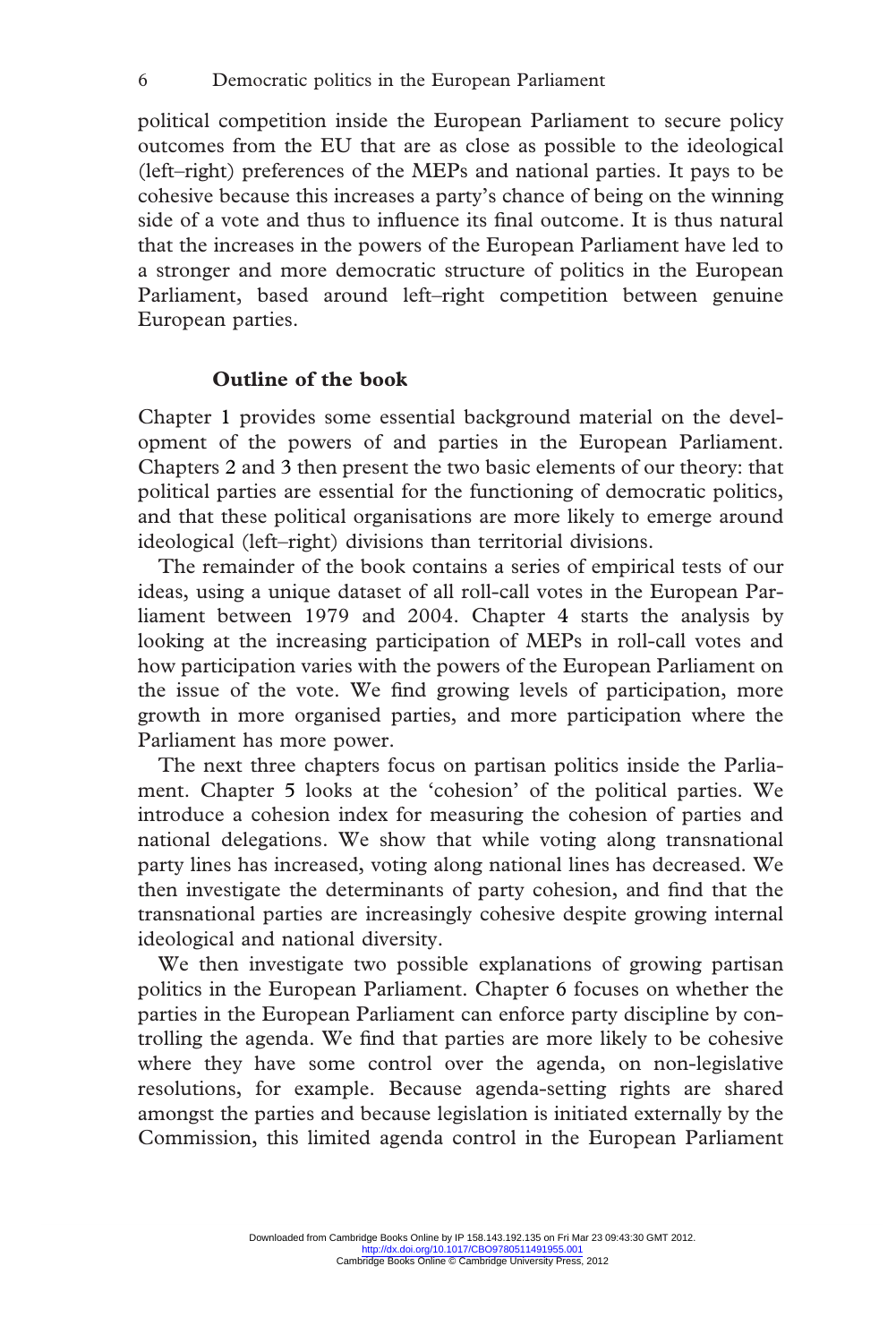political competition inside the European Parliament to secure policy outcomes from the EU that are as close as possible to the ideological (left–right) preferences of the MEPs and national parties. It pays to be cohesive because this increases a party's chance of being on the winning side of a vote and thus to influence its final outcome. It is thus natural that the increases in the powers of the European Parliament have led to a stronger and more democratic structure of politics in the European Parliament, based around left–right competition between genuine European parties.

## Outline of the book

Chapter 1 provides some essential background material on the development of the powers of and parties in the European Parliament. Chapters 2 and 3 then present the two basic elements of our theory: that political parties are essential for the functioning of democratic politics, and that these political organisations are more likely to emerge around ideological (left–right) divisions than territorial divisions.

The remainder of the book contains a series of empirical tests of our ideas, using a unique dataset of all roll-call votes in the European Parliament between 1979 and 2004. Chapter 4 starts the analysis by looking at the increasing participation of MEPs in roll-call votes and how participation varies with the powers of the European Parliament on the issue of the vote. We find growing levels of participation, more growth in more organised parties, and more participation where the Parliament has more power.

The next three chapters focus on partisan politics inside the Parliament. Chapter 5 looks at the 'cohesion' of the political parties. We introduce a cohesion index for measuring the cohesion of parties and national delegations. We show that while voting along transnational party lines has increased, voting along national lines has decreased. We then investigate the determinants of party cohesion, and find that the transnational parties are increasingly cohesive despite growing internal ideological and national diversity.

We then investigate two possible explanations of growing partisan politics in the European Parliament. Chapter 6 focuses on whether the parties in the European Parliament can enforce party discipline by controlling the agenda. We find that parties are more likely to be cohesive where they have some control over the agenda, on non-legislative resolutions, for example. Because agenda-setting rights are shared amongst the parties and because legislation is initiated externally by the Commission, this limited agenda control in the European Parliament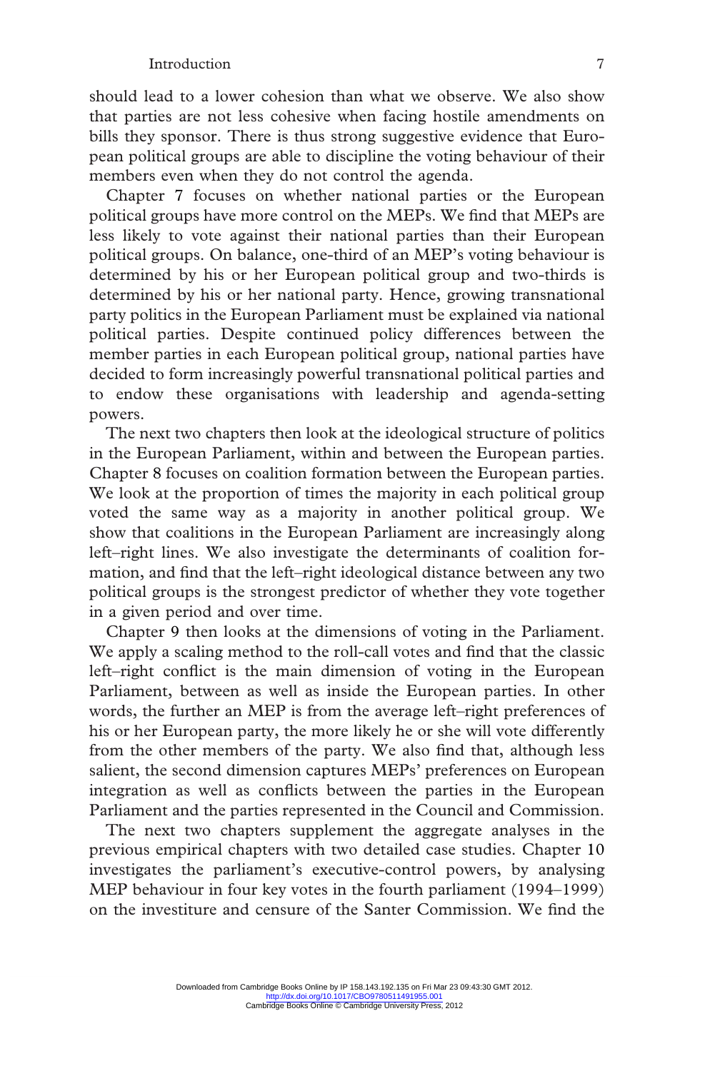should lead to a lower cohesion than what we observe. We also show that parties are not less cohesive when facing hostile amendments on bills they sponsor. There is thus strong suggestive evidence that European political groups are able to discipline the voting behaviour of their members even when they do not control the agenda.

Chapter 7 focuses on whether national parties or the European political groups have more control on the MEPs. We find that MEPs are less likely to vote against their national parties than their European political groups. On balance, one-third of an MEP's voting behaviour is determined by his or her European political group and two-thirds is determined by his or her national party. Hence, growing transnational party politics in the European Parliament must be explained via national political parties. Despite continued policy differences between the member parties in each European political group, national parties have decided to form increasingly powerful transnational political parties and to endow these organisations with leadership and agenda-setting powers.

The next two chapters then look at the ideological structure of politics in the European Parliament, within and between the European parties. Chapter 8 focuses on coalition formation between the European parties. We look at the proportion of times the majority in each political group voted the same way as a majority in another political group. We show that coalitions in the European Parliament are increasingly along left–right lines. We also investigate the determinants of coalition formation, and find that the left–right ideological distance between any two political groups is the strongest predictor of whether they vote together in a given period and over time.

Chapter 9 then looks at the dimensions of voting in the Parliament. We apply a scaling method to the roll-call votes and find that the classic left–right conflict is the main dimension of voting in the European Parliament, between as well as inside the European parties. In other words, the further an MEP is from the average left–right preferences of his or her European party, the more likely he or she will vote differently from the other members of the party. We also find that, although less salient, the second dimension captures MEPs' preferences on European integration as well as conflicts between the parties in the European Parliament and the parties represented in the Council and Commission.

The next two chapters supplement the aggregate analyses in the previous empirical chapters with two detailed case studies. Chapter 10 investigates the parliament's executive-control powers, by analysing MEP behaviour in four key votes in the fourth parliament (1994–1999) on the investiture and censure of the Santer Commission. We find the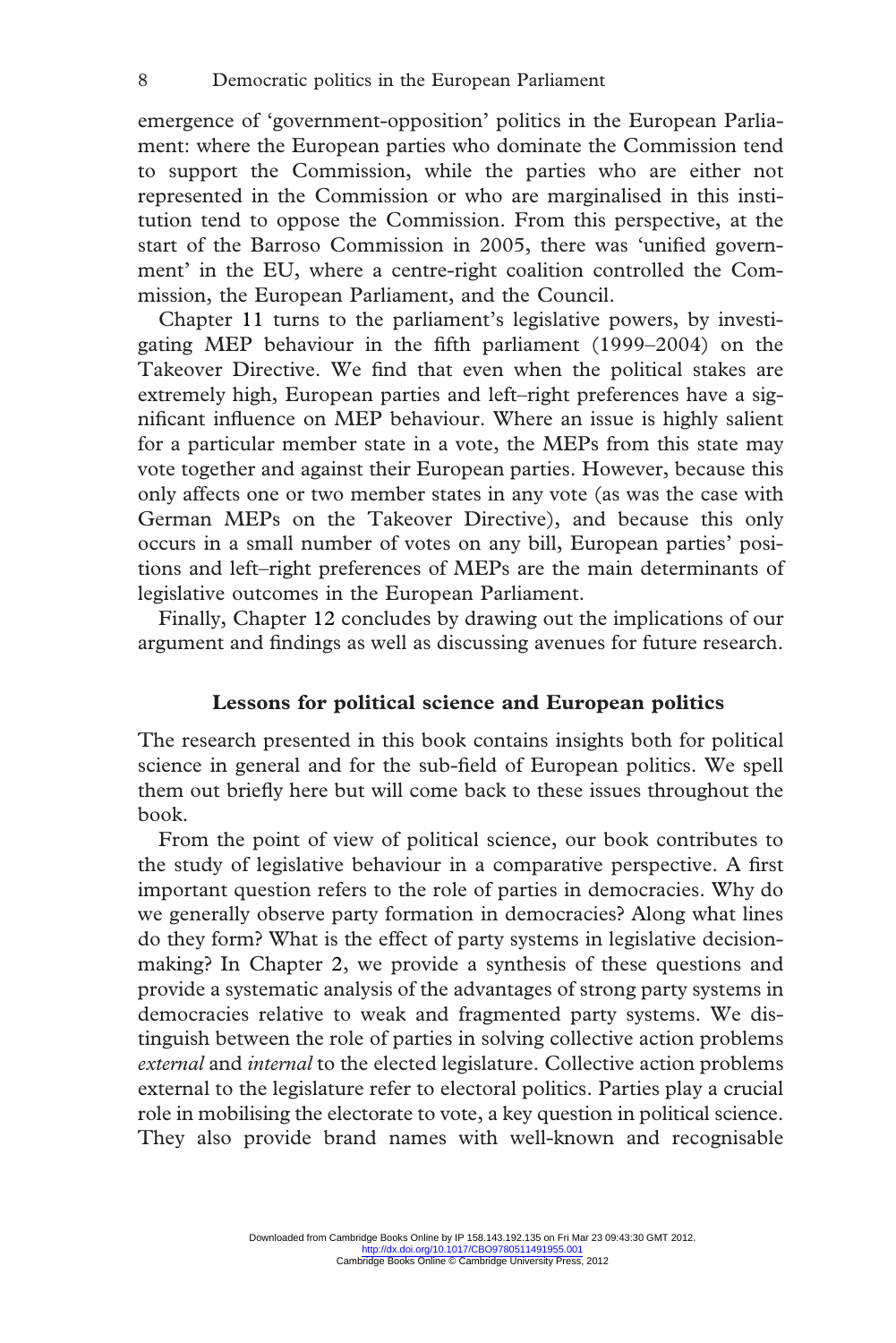emergence of 'government-opposition' politics in the European Parliament: where the European parties who dominate the Commission tend to support the Commission, while the parties who are either not represented in the Commission or who are marginalised in this institution tend to oppose the Commission. From this perspective, at the start of the Barroso Commission in 2005, there was 'unified government' in the EU, where a centre-right coalition controlled the Commission, the European Parliament, and the Council.

Chapter 11 turns to the parliament's legislative powers, by investigating MEP behaviour in the fifth parliament (1999–2004) on the Takeover Directive. We find that even when the political stakes are extremely high, European parties and left–right preferences have a significant influence on MEP behaviour. Where an issue is highly salient for a particular member state in a vote, the MEPs from this state may vote together and against their European parties. However, because this only affects one or two member states in any vote (as was the case with German MEPs on the Takeover Directive), and because this only occurs in a small number of votes on any bill, European parties' positions and left–right preferences of MEPs are the main determinants of legislative outcomes in the European Parliament.

Finally, Chapter 12 concludes by drawing out the implications of our argument and findings as well as discussing avenues for future research.

## Lessons for political science and European politics

The research presented in this book contains insights both for political science in general and for the sub-field of European politics. We spell them out briefly here but will come back to these issues throughout the book.

From the point of view of political science, our book contributes to the study of legislative behaviour in a comparative perspective. A first important question refers to the role of parties in democracies. Why do we generally observe party formation in democracies? Along what lines do they form? What is the effect of party systems in legislative decision-making? In Chapter 2, we provide a synthesis of these questions and provide a systematic analysis of the advantages of strong party systems in democracies relative to weak and fragmented party systems. We distinguish between the role of parties in solving collective action problems *external* and *internal* to the elected legislature. Collective action problems external to the legislature refer to electoral politics. Parties play a crucial role in mobilising the electorate to vote, a key question in political science. They also provide brand names with well-known and recognisable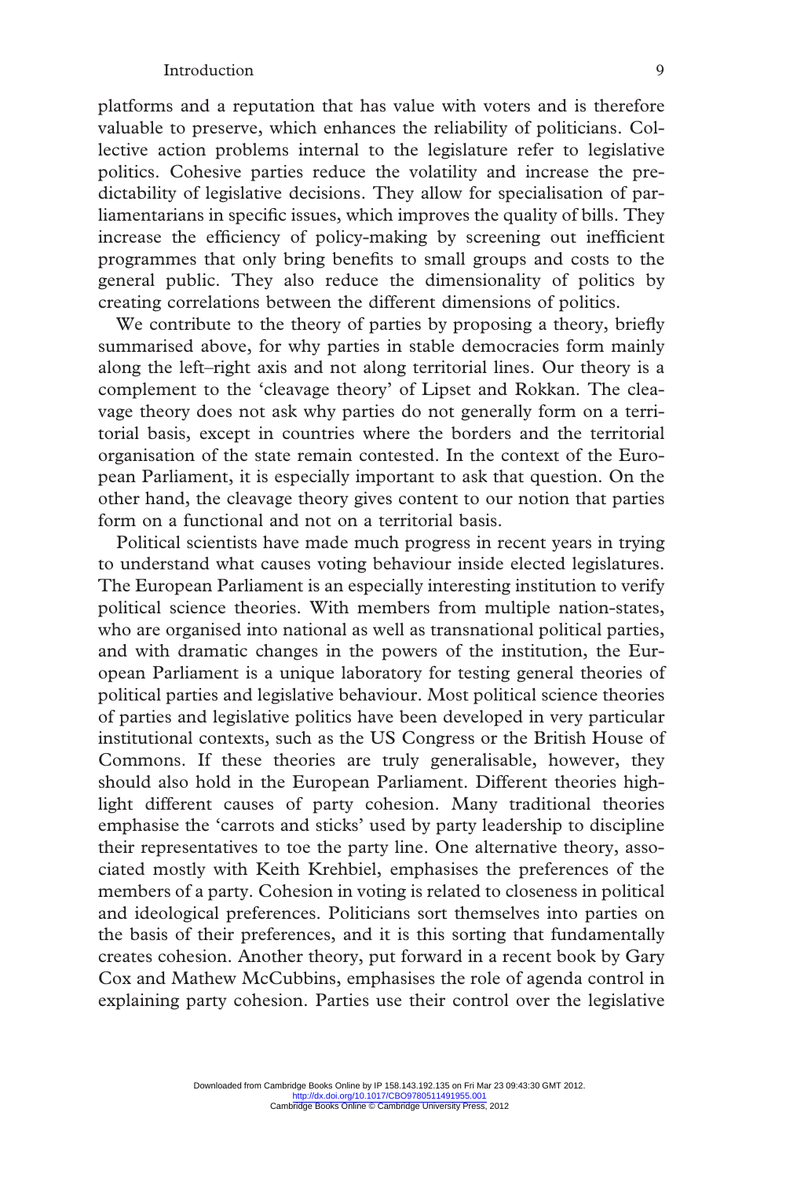platforms and a reputation that has value with voters and is therefore valuable to preserve, which enhances the reliability of politicians. Collective action problems internal to the legislature refer to legislative politics. Cohesive parties reduce the volatility and increase the predictability of legislative decisions. They allow for specialisation of parliamentarians in specific issues, which improves the quality of bills. They increase the efficiency of policy-making by screening out inefficient programmes that only bring benefits to small groups and costs to the general public. They also reduce the dimensionality of politics by creating correlations between the different dimensions of politics.

We contribute to the theory of parties by proposing a theory, briefly summarised above, for why parties in stable democracies form mainly along the left–right axis and not along territorial lines. Our theory is a complement to the 'cleavage theory' of Lipset and Rokkan. The cleavage theory does not ask why parties do not generally form on a territorial basis, except in countries where the borders and the territorial organisation of the state remain contested. In the context of the European Parliament, it is especially important to ask that question. On the other hand, the cleavage theory gives content to our notion that parties form on a functional and not on a territorial basis.

Political scientists have made much progress in recent years in trying to understand what causes voting behaviour inside elected legislatures. The European Parliament is an especially interesting institution to verify political science theories. With members from multiple nation-states, who are organised into national as well as transnational political parties, and with dramatic changes in the powers of the institution, the European Parliament is a unique laboratory for testing general theories of political parties and legislative behaviour. Most political science theories of parties and legislative politics have been developed in very particular institutional contexts, such as the US Congress or the British House of Commons. If these theories are truly generalisable, however, they should also hold in the European Parliament. Different theories highlight different causes of party cohesion. Many traditional theories emphasise the 'carrots and sticks' used by party leadership to discipline their representatives to toe the party line. One alternative theory, associated mostly with Keith Krehbiel, emphasises the preferences of the members of a party. Cohesion in voting is related to closeness in political and ideological preferences. Politicians sort themselves into parties on the basis of their preferences, and it is this sorting that fundamentally creates cohesion. Another theory, put forward in a recent book by Gary Cox and Mathew McCubbins, emphasises the role of agenda control in explaining party cohesion. Parties use their control over the legislative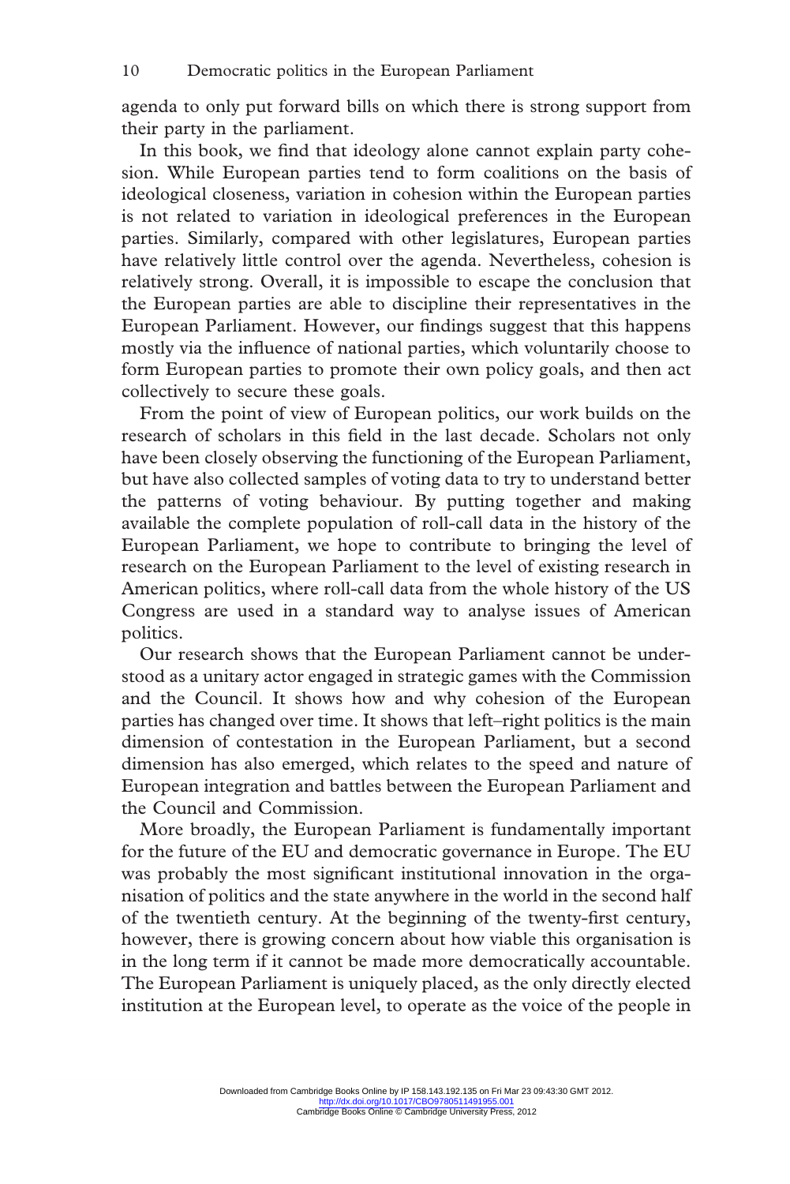agenda to only put forward bills on which there is strong support from their party in the parliament.

In this book, we find that ideology alone cannot explain party cohesion. While European parties tend to form coalitions on the basis of ideological closeness, variation in cohesion within the European parties is not related to variation in ideological preferences in the European parties. Similarly, compared with other legislatures, European parties have relatively little control over the agenda. Nevertheless, cohesion is relatively strong. Overall, it is impossible to escape the conclusion that the European parties are able to discipline their representatives in the European Parliament. However, our findings suggest that this happens mostly via the influence of national parties, which voluntarily choose to form European parties to promote their own policy goals, and then act collectively to secure these goals.

From the point of view of European politics, our work builds on the research of scholars in this field in the last decade. Scholars not only have been closely observing the functioning of the European Parliament, but have also collected samples of voting data to try to understand better the patterns of voting behaviour. By putting together and making available the complete population of roll-call data in the history of the European Parliament, we hope to contribute to bringing the level of research on the European Parliament to the level of existing research in American politics, where roll-call data from the whole history of the US Congress are used in a standard way to analyse issues of American politics.

Our research shows that the European Parliament cannot be understood as a unitary actor engaged in strategic games with the Commission and the Council. It shows how and why cohesion of the European parties has changed over time. It shows that left–right politics is the main dimension of contestation in the European Parliament, but a second dimension has also emerged, which relates to the speed and nature of European integration and battles between the European Parliament and the Council and Commission.

More broadly, the European Parliament is fundamentally important for the future of the EU and democratic governance in Europe. The EU was probably the most significant institutional innovation in the organisation of politics and the state anywhere in the world in the second half of the twentieth century. At the beginning of the twenty-first century, however, there is growing concern about how viable this organisation is in the long term if it cannot be made more democratically accountable. The European Parliament is uniquely placed, as the only directly elected institution at the European level, to operate as the voice of the people in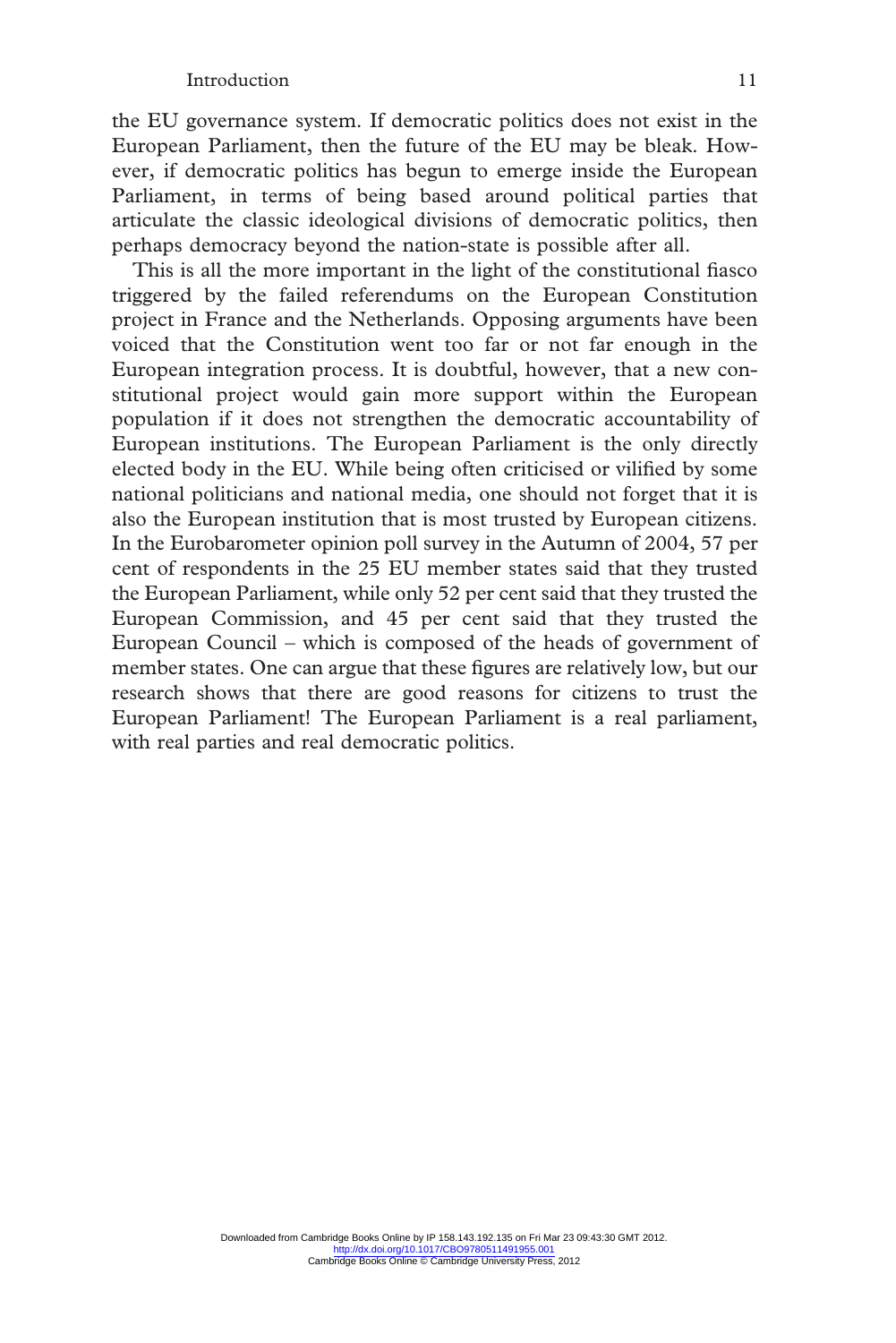the EU governance system. If democratic politics does not exist in the European Parliament, then the future of the EU may be bleak. However, if democratic politics has begun to emerge inside the European Parliament, in terms of being based around political parties that articulate the classic ideological divisions of democratic politics, then perhaps democracy beyond the nation-state is possible after all.

This is all the more important in the light of the constitutional fiasco triggered by the failed referendums on the European Constitution project in France and the Netherlands. Opposing arguments have been voiced that the Constitution went too far or not far enough in the European integration process. It is doubtful, however, that a new constitutional project would gain more support within the European population if it does not strengthen the democratic accountability of European institutions. The European Parliament is the only directly elected body in the EU. While being often criticised or vilified by some national politicians and national media, one should not forget that it is also the European institution that is most trusted by European citizens. In the Eurobarometer opinion poll survey in the Autumn of 2004, 57 per cent of respondents in the 25 EU member states said that they trusted the European Parliament, while only 52 per cent said that they trusted the European Commission, and 45 per cent said that they trusted the European Council – which is composed of the heads of government of member states. One can argue that these figures are relatively low, but our research shows that there are good reasons for citizens to trust the European Parliament! The European Parliament is a real parliament, with real parties and real democratic politics.